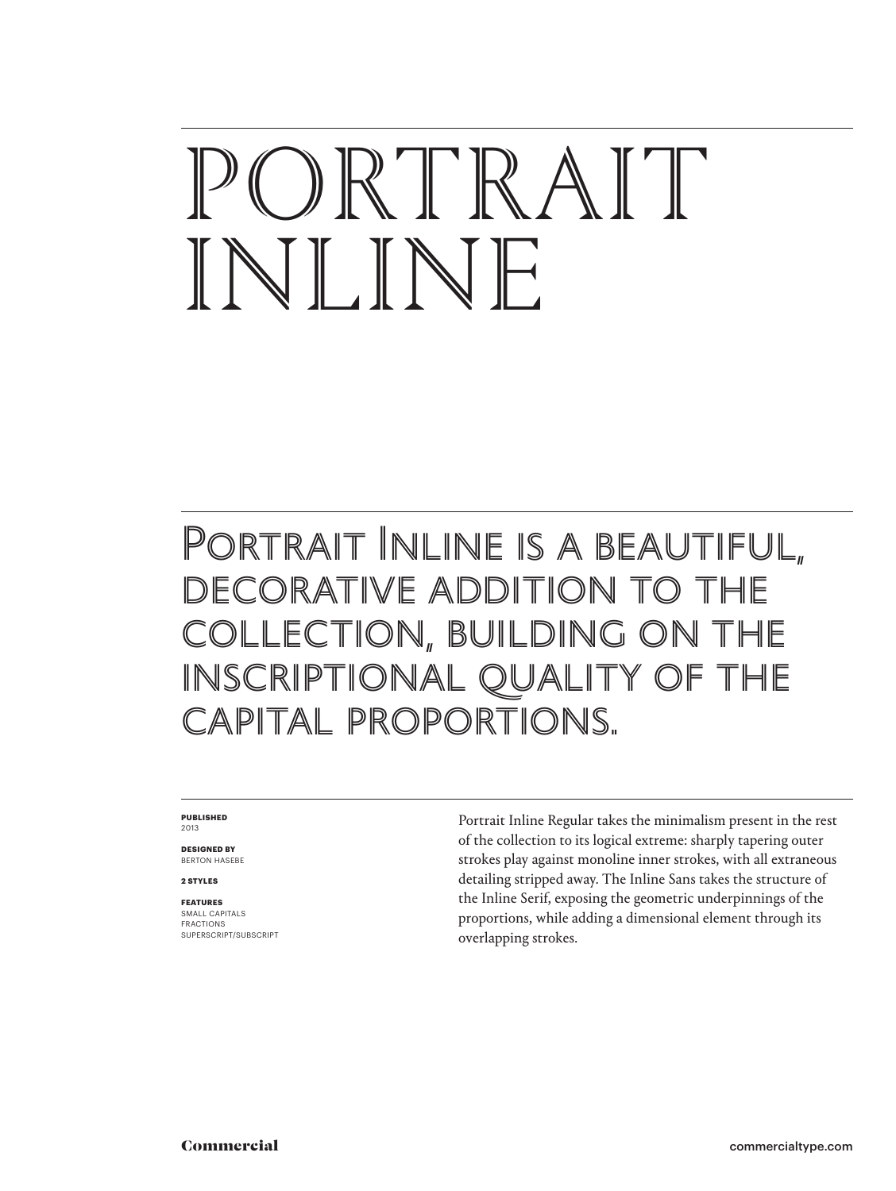# PORTRAIT INLINE

## Portrait Inline is a beautiful, decorative addition to the collection, building on the inscriptional quality of the capital proportions.

**PUBLISHED**
2013

**DESIGNED BY**
BERTON HASEBE

**2 STYLES**

**FEATURES**
SMALL CAPITALS
FRACTIONS
SUPERSCRIPT/SUBSCRIPT

Portrait Inline Regular takes the minimalism present in the rest of the collection to its logical extreme: sharply tapering outer strokes play against monoline inner strokes, with all extraneous detailing stripped away. The Inline Sans takes the structure of the Inline Serif, exposing the geometric underpinnings of the proportions, while adding a dimensional element through its overlapping strokes.

Commercial

commercialtype.com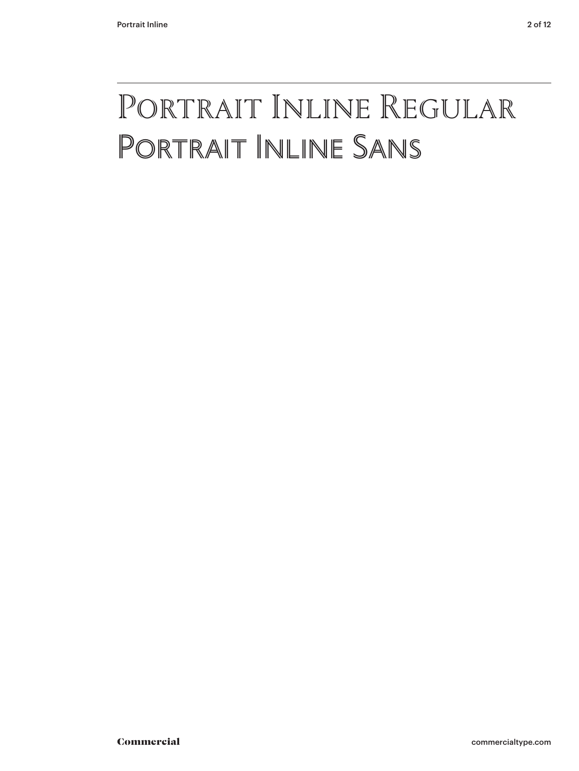# Portrait Inline Regular
# Portrait Inline Sans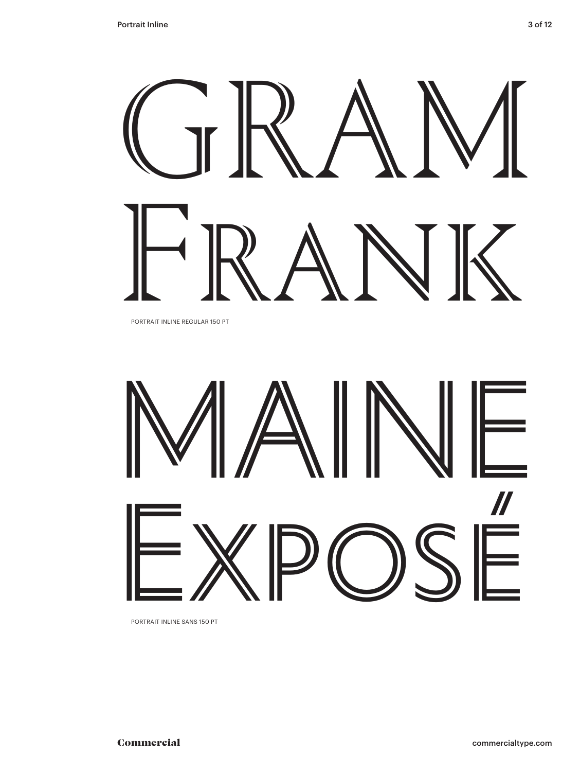GRAM
Frank

PORTRAIT INLINE REGULAR 150 PT

MAINE
Exposé

PORTRAIT INLINE SANS 150 PT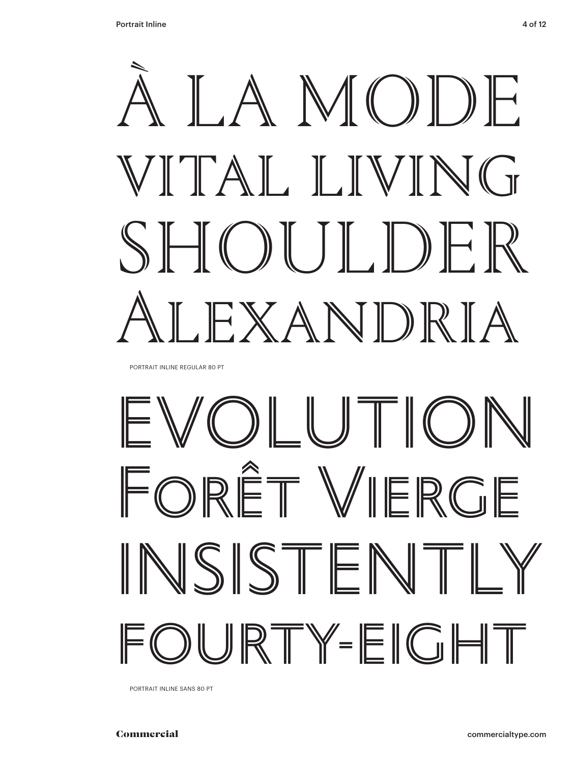À LA MODE
VITAL LIVING
SHOULDER
ALEXANDRIA

PORTRAIT INLINE REGULAR 80 PT

EVOLUTION
FORÊT VIERGE
INSISTENTLY
FOURTY-EIGHT

PORTRAIT INLINE SANS 80 PT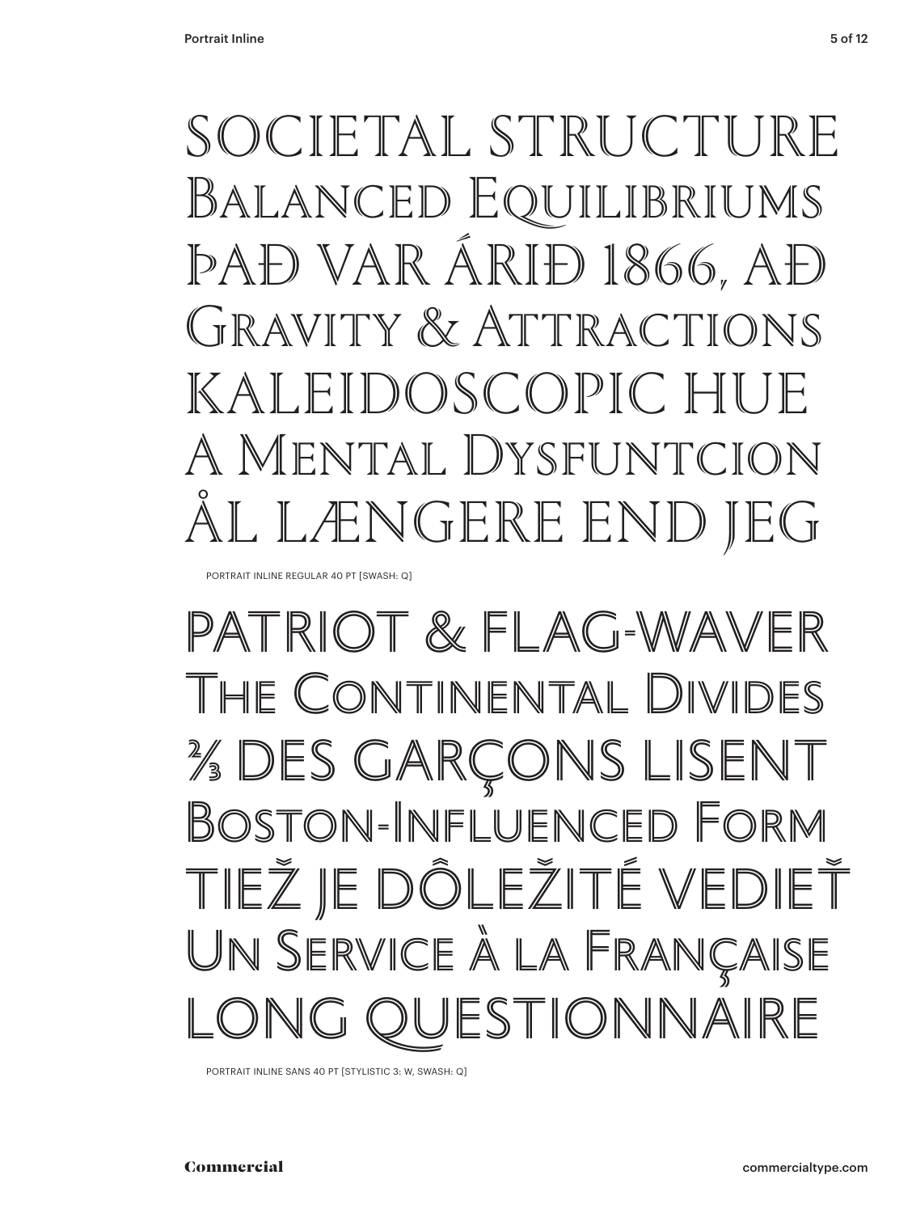SOCIETAL STRUCTURE
BALANCED EQUILIBRIUMS
ÞAÐ VAR ÁRIÐ 1866, AÐ
GRAVITY & ATTRACTIONS
KALEIDOSCOPIC HUE
A MENTAL DYSFUNTCION
ÅL LÆNGERE END JEG

PORTRAIT INLINE REGULAR 40 PT [SWASH: Q]

PATRIOT & FLAG-WAVER
THE CONTINENTAL DIVIDES
⅔ DES GARÇONS LISENT
BOSTON-INFLUENCED FORM
TIEŽ JE DÔLEŽITÉ VEDIEŤ
UN SERVICE À LA FRANÇAISE
LONG QUESTIONNAIRE

PORTRAIT INLINE SANS 40 PT [STYLISTIC 3: W, SWASH: Q]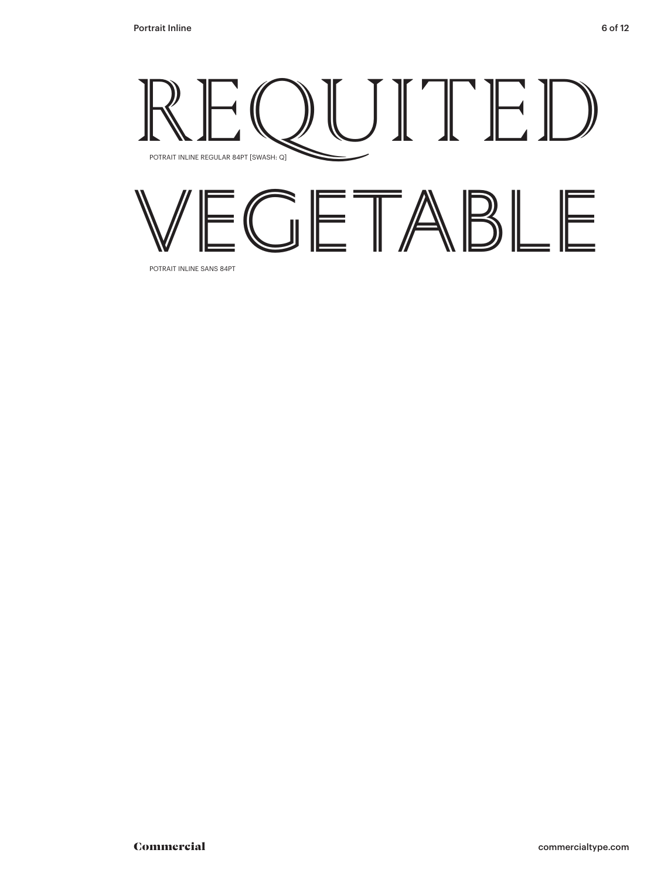REQUITED

POTRAIT INLINE REGULAR 84PT [SWASH: Q]

VEGETABLE

POTRAIT INLINE SANS 84PT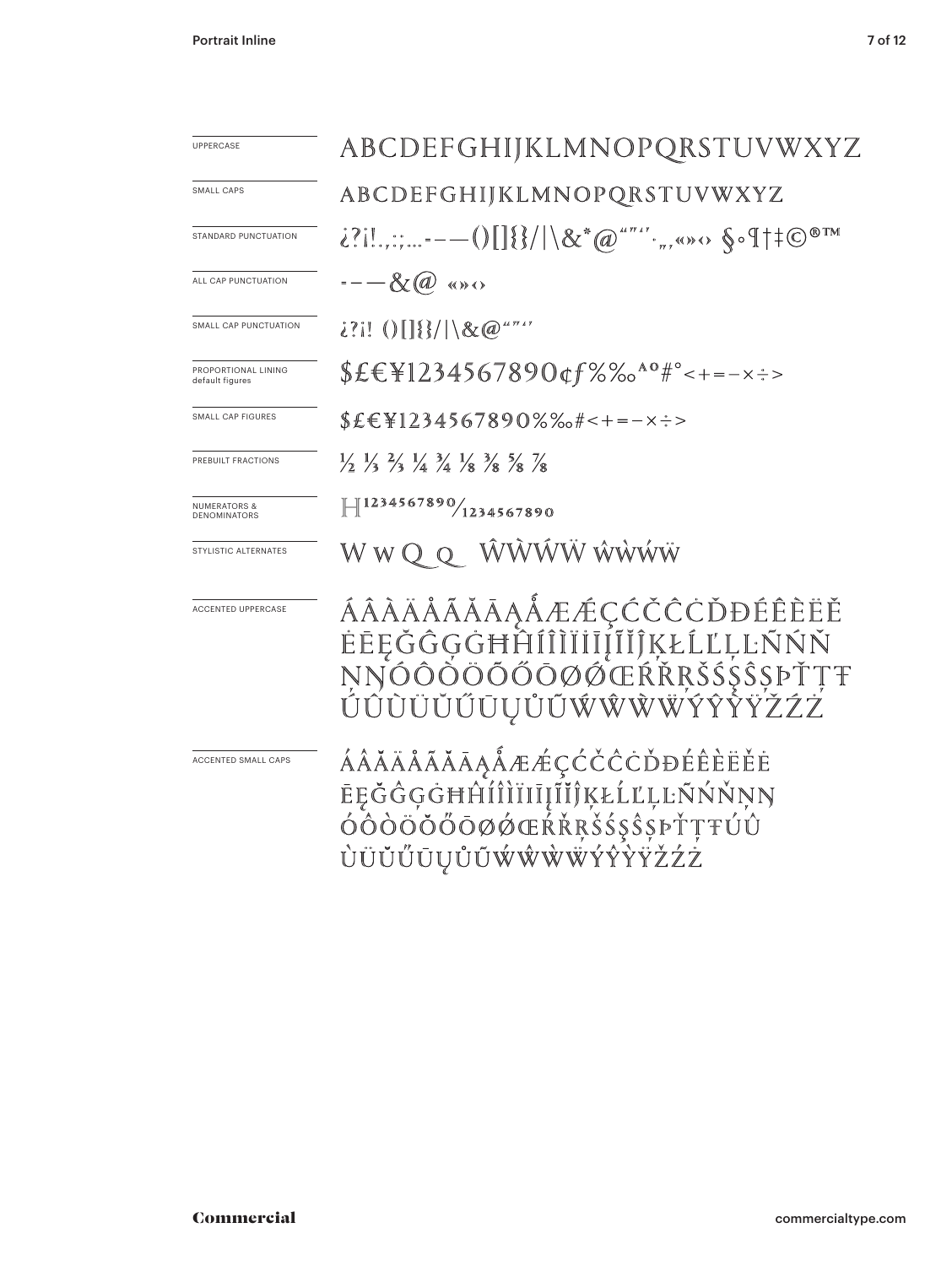| | |
|---|---|
| UPPERCASE | ABCDEFGHIJKLMNOPQRSTUVWXYZ |
| SMALL CAPS | ABCDEFGHIJKLMNOPQRSTUVWXYZ |
| STANDARD PUNCTUATION | ¿?¡!.,:;…-–—()[]{}/\|\&*@"″'′.„,«»‹› §•¶†‡©®™ |
| ALL CAP PUNCTUATION | -–—&@ «»‹› |
| SMALL CAP PUNCTUATION | ¿?¡! ()[]{}/\|\&@"″'′ |
| PROPORTIONAL LINING default figures | $£€¥1234567890¢ƒ%‰ªº#°<+=−×÷> |
| SMALL CAP FIGURES | $£€¥1234567890%‰#<+=−×÷> |
| PREBUILT FRACTIONS | ½ ⅓ ⅔ ¼ ¾ ⅛ ⅜ ⅝ ⅞ |
| NUMERATORS & DENOMINATORS | H1234567890/1234567890 |
| STYLISTIC ALTERNATES | W w Q Q ŴẀẂẄ ŵẁẃẅ |
| ACCENTED UPPERCASE | ÁÂÀÄÅÃĂĀĄǺÆǼÇĆČĈĊĎĐÉÊÈËĚĖĒĘĞĜĢĠĦĤÍÎÌÏİĪĮĨĬĴĶŁĹĽĻĿÑŃŇŅŊÓÔÒÖÕŐŌØǾŒŔŘŖŠŚŞŜȘÞŤŢŦÚÛÙÜŬŰŪŲŮŨẂŴẀẄÝŶỲŸŽŹŻ |
| ACCENTED SMALL CAPS | ÁÂĂÄÅÃĂĀĄǺÆǼÇĆČĈĊĎĐÉÊÈËĚĖĒĘĞĜĢĠĦĤÍÎÌÏİĪĮĨĬĴĶŁĹĽĻĿÑŃŇŅŊÓÔÒÖŎŐŌØǾŒŔŘŖŠŚŞŜȘÞŤŢŦÚÛÙÜŬŰŪŲŮŨẂŴẀẄÝŶỲŸŽŹŻ |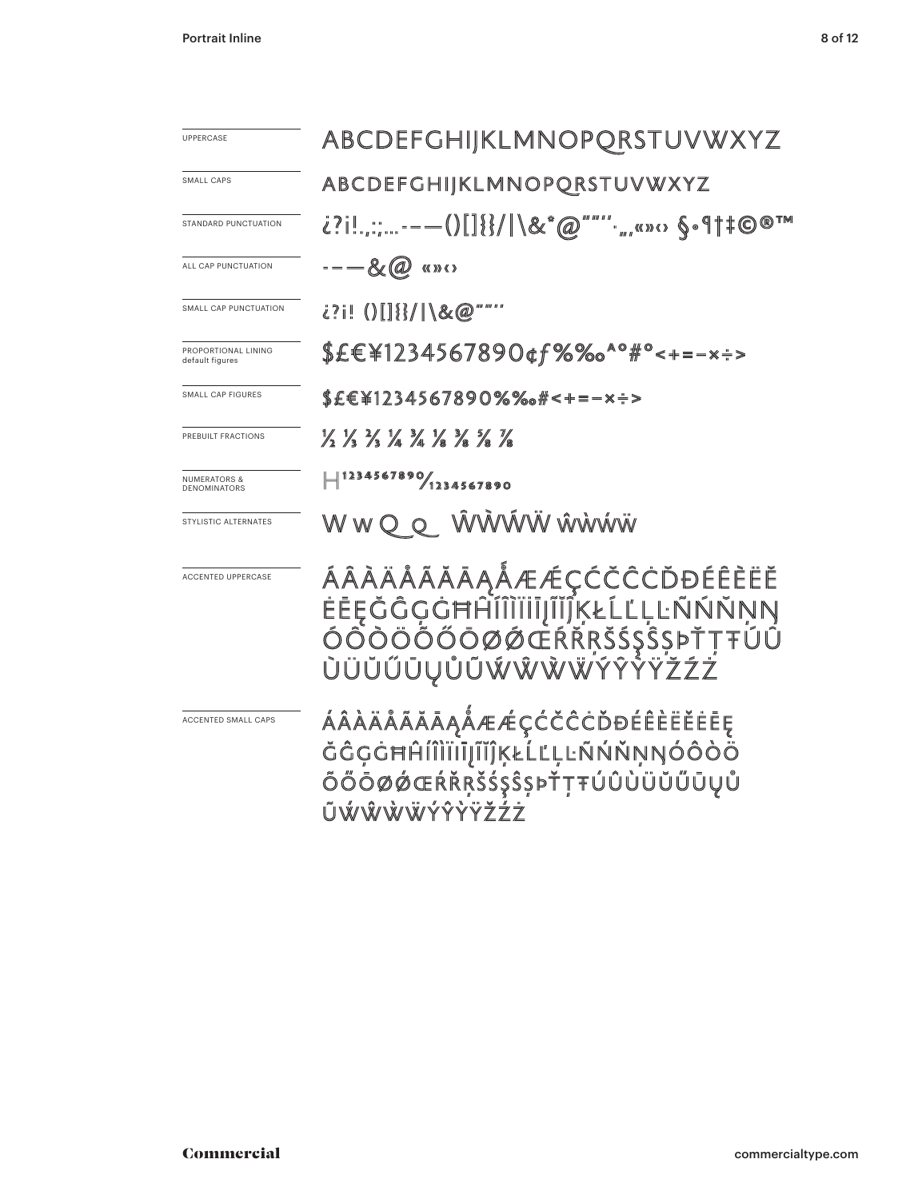| | |
|---|---|
| UPPERCASE | ABCDEFGHIJKLMNOPQRSTUVWXYZ |
| SMALL CAPS | ABCDEFGHIJKLMNOPQRSTUVWXYZ |
| STANDARD PUNCTUATION | ¿?¡!.,:;…-–—()[]{}/\|\&*@"""''·„‚«»‹› §•¶†‡©®™ |
| ALL CAP PUNCTUATION | -–—&@ «»‹› |
| SMALL CAP PUNCTUATION | ¿?¡! ()[]{}/\|\&@"""'' |
| PROPORTIONAL LINING default figures | $£€¥1234567890¢ƒ%‰ªº#°<+=−×÷> |
| SMALL CAP FIGURES | $£€¥1234567890%‰#<+=−×÷> |
| PREBUILT FRACTIONS | ½ ⅓ ⅔ ¼ ¾ ⅛ ⅜ ⅝ ⅞ |
| NUMERATORS & DENOMINATORS | H1234567890/1234567890 |
| STYLISTIC ALTERNATES | W w Q Q ŴẀẂẄ ŵẁẃẅ |
| ACCENTED UPPERCASE | ÁÂÀÄÅÃĂĀĄǺÆǼÇĆČĈĊĎĐÉÊÈËĔĖĒĘĞĜĢĠĦĤÍÎÌÏĪĮĨĬĴĶŁĹĽĻĿÑŃŇŅŊÓÔÒÖÕŐŌØǾŒŔŘŖŠŚŞŜȘÞŤŢŦÚÛÙÜŬŰŪŲŮŨẂŴẀẄÝŶỲŸŽŹŻ |
| ACCENTED SMALL CAPS | ÁÂÀÄÅÃĂĀĄǺÆǼÇĆČĈĊĎĐÉÊÈËĔĖĒĘĞĜĢĠĦĤÍÎÌÏĪĮĨĬĴĶŁĹĽĻĿÑŃŇŅŊÓÔÒÖÕŐŌØǾŒŔŘŖŠŚŞŜȘÞŤŢŦÚÛÙÜŬŰŪŲŮŨẂŴẀẄÝŶỲŸŽŹŻ |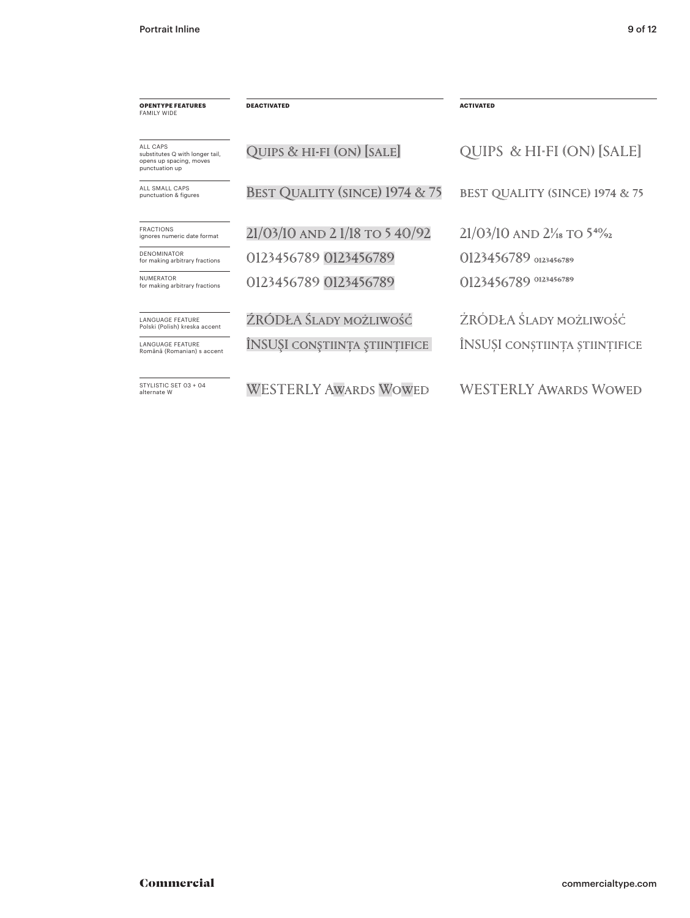| OPENTYPE FEATURES FAMILY WIDE | DEACTIVATED | ACTIVATED |
| --- | --- | --- |
| ALL CAPS substitutes Q with longer tail, opens up spacing, moves punctuation up | Quips & hi-fi (on) [sale] | QUIPS & HI-FI (ON) [SALE] |
| ALL SMALL CAPS punctuation & figures | Best Quality (since) 1974 & 75 | best quality (since) 1974 & 75 |
| FRACTIONS ignores numeric date format | 21/03/10 and 2 1/18 to 5 40/92 | 21/03/10 and 2 1/18 to 5 40/92 |
| DENOMINATOR for making arbitrary fractions | 0123456789 0123456789 | 0123456789 0123456789 |
| NUMERATOR for making arbitrary fractions | 0123456789 0123456789 | 0123456789 0123456789 |
| LANGUAGE FEATURE Polski (Polish) kreska accent | ŹRÓDŁA Ślady możliwość | ŹRÓDŁA Ślady możliwość |
| LANGUAGE FEATURE Română (Romanian) s accent | ÎNSUŞI conştiinţa ştiinţifice | ÎNSUȘI conștiința științifice |
| STYLISTIC SET 03 + 04 alternate W | WESTERLY Awards Wowed | WESTERLY Awards Wowed |

Commercial

commercialtype.com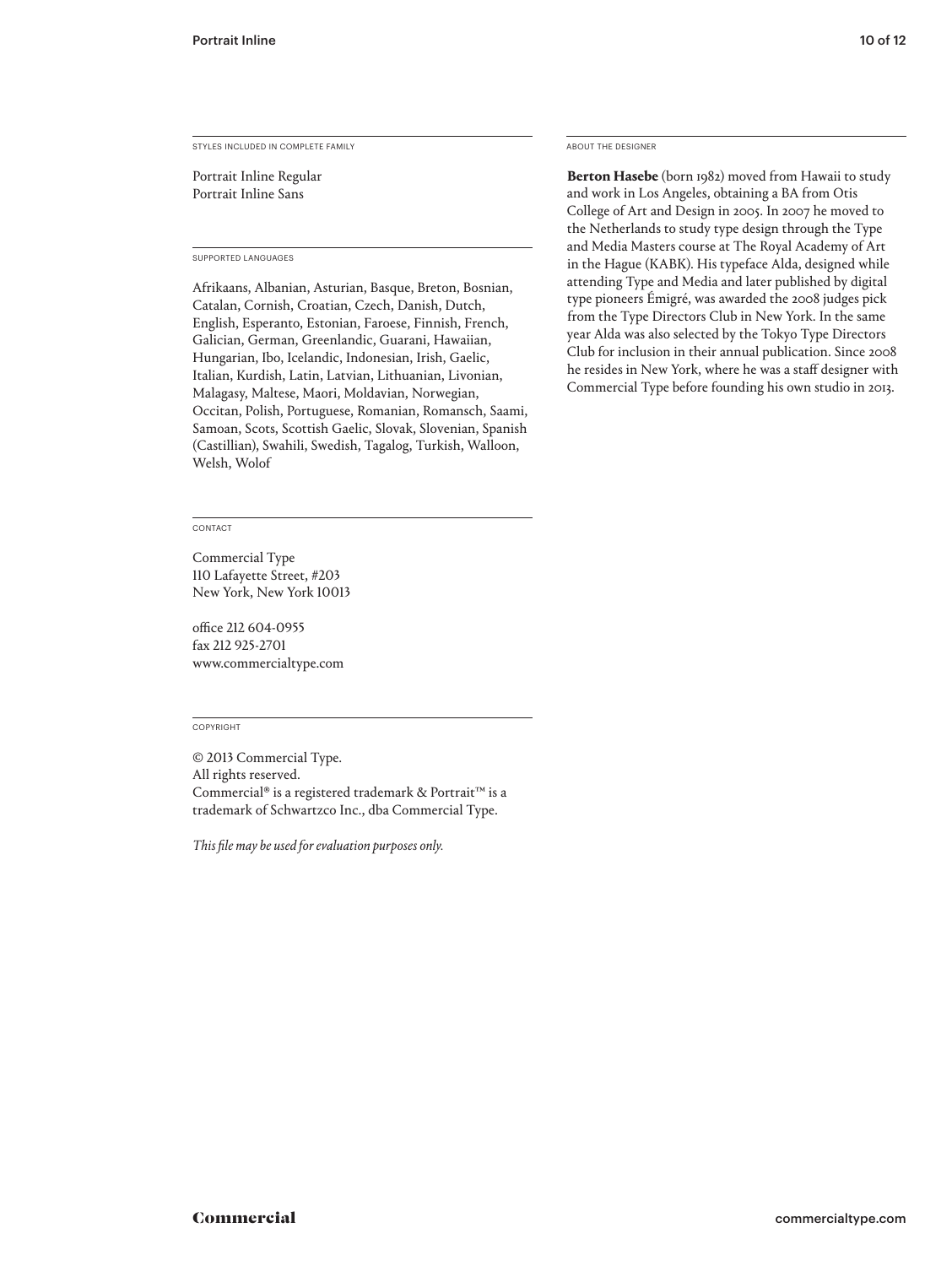STYLES INCLUDED IN COMPLETE FAMILY

Portrait Inline Regular
Portrait Inline Sans

SUPPORTED LANGUAGES

Afrikaans, Albanian, Asturian, Basque, Breton, Bosnian, Catalan, Cornish, Croatian, Czech, Danish, Dutch, English, Esperanto, Estonian, Faroese, Finnish, French, Galician, German, Greenlandic, Guarani, Hawaiian, Hungarian, Ibo, Icelandic, Indonesian, Irish, Gaelic, Italian, Kurdish, Latin, Latvian, Lithuanian, Livonian, Malagasy, Maltese, Maori, Moldavian, Norwegian, Occitan, Polish, Portuguese, Romanian, Romansch, Saami, Samoan, Scots, Scottish Gaelic, Slovak, Slovenian, Spanish (Castillian), Swahili, Swedish, Tagalog, Turkish, Walloon, Welsh, Wolof

CONTACT

Commercial Type
110 Lafayette Street, #203
New York, New York 10013

office 212 604-0955
fax 212 925-2701
www.commercialtype.com

COPYRIGHT

© 2013 Commercial Type.
All rights reserved.
Commercial® is a registered trademark & Portrait™ is a trademark of Schwartzco Inc., dba Commercial Type.

*This file may be used for evaluation purposes only.*

ABOUT THE DESIGNER

**Berton Hasebe** (born 1982) moved from Hawaii to study and work in Los Angeles, obtaining a BA from Otis College of Art and Design in 2005. In 2007 he moved to the Netherlands to study type design through the Type and Media Masters course at The Royal Academy of Art in the Hague (KABK). His typeface Alda, designed while attending Type and Media and later published by digital type pioneers Émigré, was awarded the 2008 judges pick from the Type Directors Club in New York. In the same year Alda was also selected by the Tokyo Type Directors Club for inclusion in their annual publication. Since 2008 he resides in New York, where he was a staff designer with Commercial Type before founding his own studio in 2013.